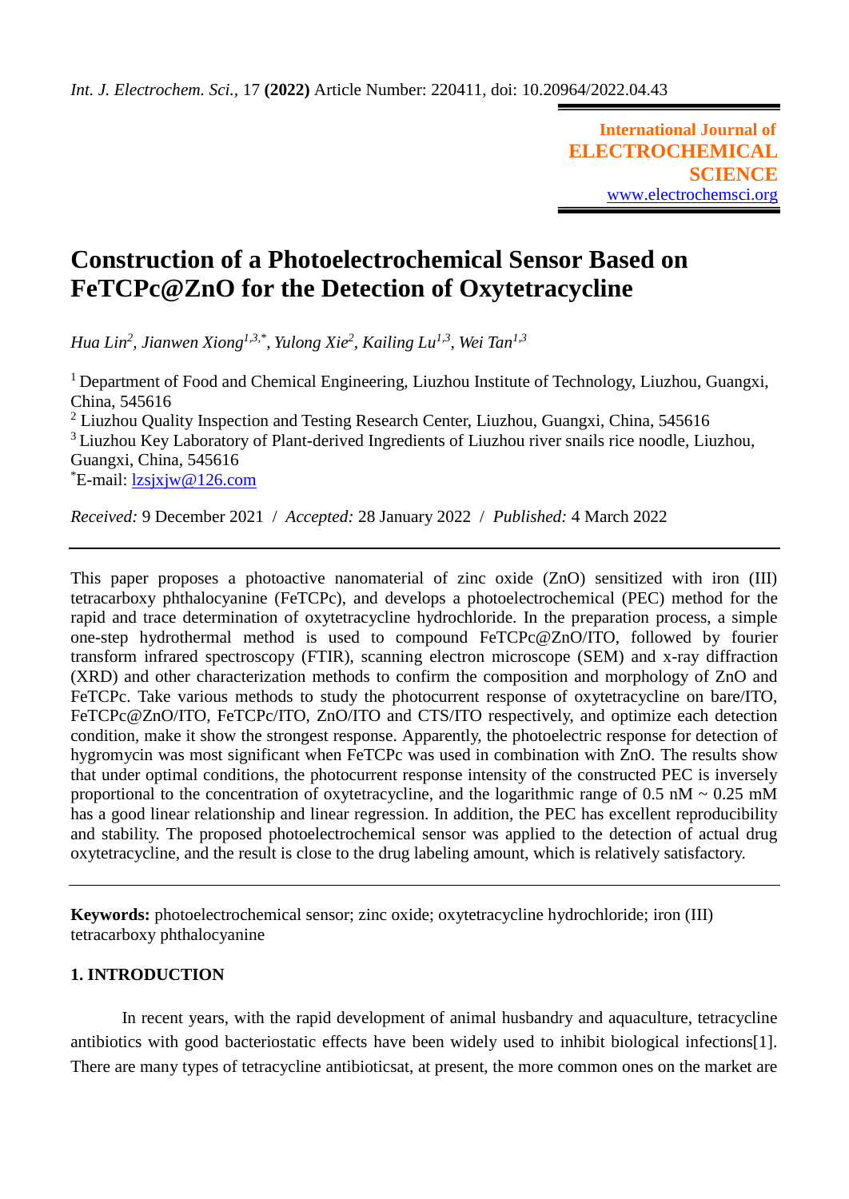Int. J. Electrochem. Sci., 17 **(2022)** Article Number: 220411, doi: 10.20964/2022.04.43

**International Journal of ELECTROCHEMICAL SCIENCE**
www.electrochemsci.org

# Construction of a Photoelectrochemical Sensor Based on FeTCPc@ZnO for the Detection of Oxytetracycline

*Hua Lin[2], Jianwen Xiong[1,3,*], Yulong Xie[2], Kailing Lu[1,3], Wei Tan[1,3]*

[1] Department of Food and Chemical Engineering, Liuzhou Institute of Technology, Liuzhou, Guangxi, China, 545616
[2] Liuzhou Quality Inspection and Testing Research Center, Liuzhou, Guangxi, China, 545616
[3] Liuzhou Key Laboratory of Plant-derived Ingredients of Liuzhou river snails rice noodle, Liuzhou, Guangxi, China, 545616
[*]E-mail: lzsjxjw@126.com

*Received:* 9 December 2021 / *Accepted:* 28 January 2022 / *Published:* 4 March 2022

This paper proposes a photoactive nanomaterial of zinc oxide (ZnO) sensitized with iron (III) tetracarboxy phthalocyanine (FeTCPc), and develops a photoelectrochemical (PEC) method for the rapid and trace determination of oxytetracycline hydrochloride. In the preparation process, a simple one-step hydrothermal method is used to compound FeTCPc@ZnO/ITO, followed by fourier transform infrared spectroscopy (FTIR), scanning electron microscope (SEM) and x-ray diffraction (XRD) and other characterization methods to confirm the composition and morphology of ZnO and FeTCPc. Take various methods to study the photocurrent response of oxytetracycline on bare/ITO, FeTCPc@ZnO/ITO, FeTCPc/ITO, ZnO/ITO and CTS/ITO respectively, and optimize each detection condition, make it show the strongest response. Apparently, the photoelectric response for detection of hygromycin was most significant when FeTCPc was used in combination with ZnO. The results show that under optimal conditions, the photocurrent response intensity of the constructed PEC is inversely proportional to the concentration of oxytetracycline, and the logarithmic range of 0.5 nM ~ 0.25 mM has a good linear relationship and linear regression. In addition, the PEC has excellent reproducibility and stability. The proposed photoelectrochemical sensor was applied to the detection of actual drug oxytetracycline, and the result is close to the drug labeling amount, which is relatively satisfactory.

**Keywords:** photoelectrochemical sensor; zinc oxide; oxytetracycline hydrochloride; iron (III) tetracarboxy phthalocyanine

## 1. INTRODUCTION

In recent years, with the rapid development of animal husbandry and aquaculture, tetracycline antibiotics with good bacteriostatic effects have been widely used to inhibit biological infections[1]. There are many types of tetracycline antibioticsat, at present, the more common ones on the market are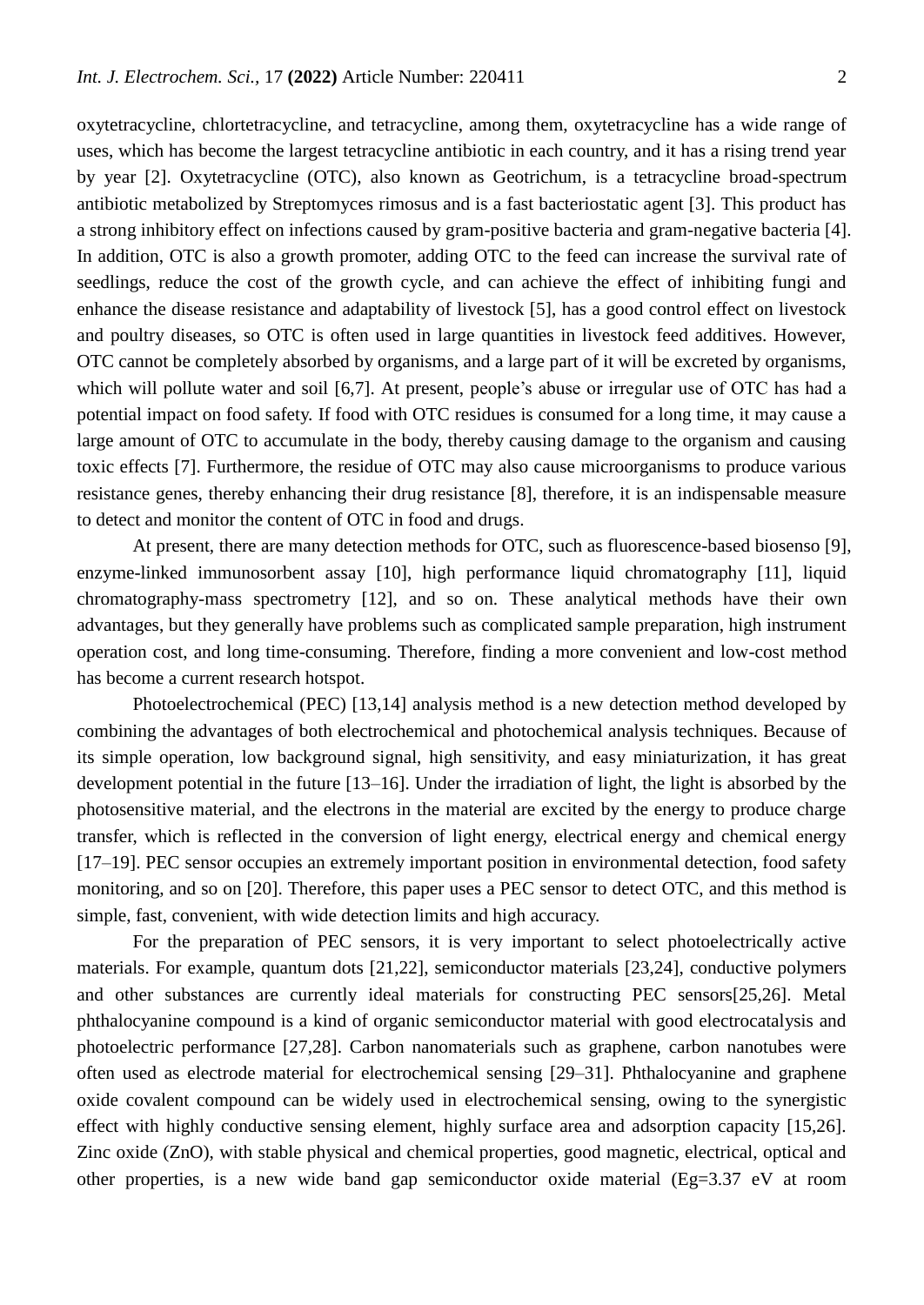oxytetracycline, chlortetracycline, and tetracycline, among them, oxytetracycline has a wide range of uses, which has become the largest tetracycline antibiotic in each country, and it has a rising trend year by year [2]. Oxytetracycline (OTC), also known as Geotrichum, is a tetracycline broad-spectrum antibiotic metabolized by Streptomyces rimosus and is a fast bacteriostatic agent [3]. This product has a strong inhibitory effect on infections caused by gram-positive bacteria and gram-negative bacteria [4]. In addition, OTC is also a growth promoter, adding OTC to the feed can increase the survival rate of seedlings, reduce the cost of the growth cycle, and can achieve the effect of inhibiting fungi and enhance the disease resistance and adaptability of livestock [5], has a good control effect on livestock and poultry diseases, so OTC is often used in large quantities in livestock feed additives. However, OTC cannot be completely absorbed by organisms, and a large part of it will be excreted by organisms, which will pollute water and soil [6,7]. At present, people's abuse or irregular use of OTC has had a potential impact on food safety. If food with OTC residues is consumed for a long time, it may cause a large amount of OTC to accumulate in the body, thereby causing damage to the organism and causing toxic effects [7]. Furthermore, the residue of OTC may also cause microorganisms to produce various resistance genes, thereby enhancing their drug resistance [8], therefore, it is an indispensable measure to detect and monitor the content of OTC in food and drugs.

At present, there are many detection methods for OTC, such as fluorescence-based biosenso [9], enzyme-linked immunosorbent assay [10], high performance liquid chromatography [11], liquid chromatography-mass spectrometry [12], and so on. These analytical methods have their own advantages, but they generally have problems such as complicated sample preparation, high instrument operation cost, and long time-consuming. Therefore, finding a more convenient and low-cost method has become a current research hotspot.

Photoelectrochemical (PEC) [13,14] analysis method is a new detection method developed by combining the advantages of both electrochemical and photochemical analysis techniques. Because of its simple operation, low background signal, high sensitivity, and easy miniaturization, it has great development potential in the future [13–16]. Under the irradiation of light, the light is absorbed by the photosensitive material, and the electrons in the material are excited by the energy to produce charge transfer, which is reflected in the conversion of light energy, electrical energy and chemical energy [17–19]. PEC sensor occupies an extremely important position in environmental detection, food safety monitoring, and so on [20]. Therefore, this paper uses a PEC sensor to detect OTC, and this method is simple, fast, convenient, with wide detection limits and high accuracy.

For the preparation of PEC sensors, it is very important to select photoelectrically active materials. For example, quantum dots [21,22], semiconductor materials [23,24], conductive polymers and other substances are currently ideal materials for constructing PEC sensors[25,26]. Metal phthalocyanine compound is a kind of organic semiconductor material with good electrocatalysis and photoelectric performance [27,28]. Carbon nanomaterials such as graphene, carbon nanotubes were often used as electrode material for electrochemical sensing [29–31]. Phthalocyanine and graphene oxide covalent compound can be widely used in electrochemical sensing, owing to the synergistic effect with highly conductive sensing element, highly surface area and adsorption capacity [15,26]. Zinc oxide (ZnO), with stable physical and chemical properties, good magnetic, electrical, optical and other properties, is a new wide band gap semiconductor oxide material (Eg=3.37 eV at room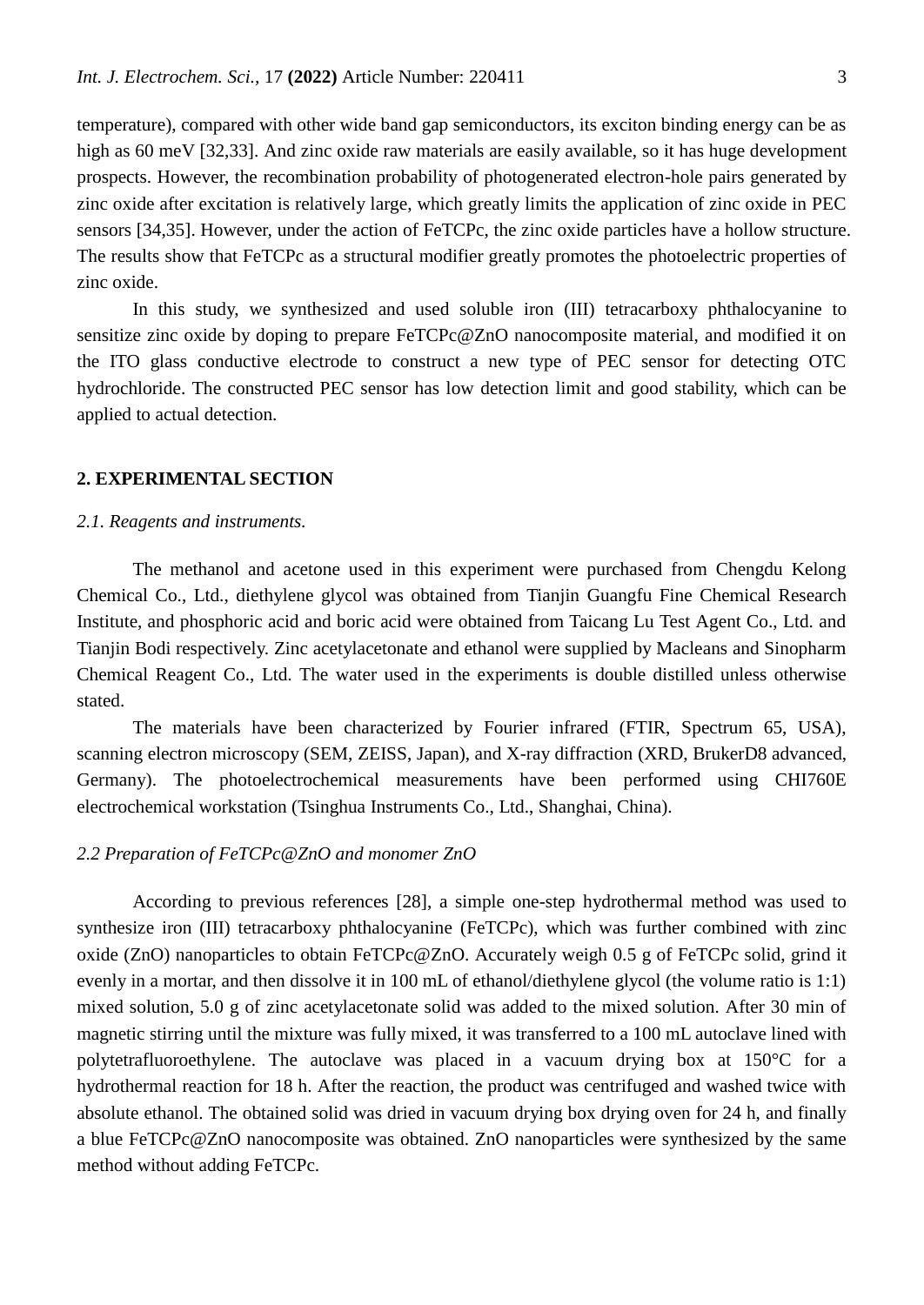temperature), compared with other wide band gap semiconductors, its exciton binding energy can be as high as 60 meV [32,33]. And zinc oxide raw materials are easily available, so it has huge development prospects. However, the recombination probability of photogenerated electron-hole pairs generated by zinc oxide after excitation is relatively large, which greatly limits the application of zinc oxide in PEC sensors [34,35]. However, under the action of FeTCPc, the zinc oxide particles have a hollow structure. The results show that FeTCPc as a structural modifier greatly promotes the photoelectric properties of zinc oxide.

In this study, we synthesized and used soluble iron (III) tetracarboxy phthalocyanine to sensitize zinc oxide by doping to prepare FeTCPc@ZnO nanocomposite material, and modified it on the ITO glass conductive electrode to construct a new type of PEC sensor for detecting OTC hydrochloride. The constructed PEC sensor has low detection limit and good stability, which can be applied to actual detection.

## 2. EXPERIMENTAL SECTION

### *2.1. Reagents and instruments.*

The methanol and acetone used in this experiment were purchased from Chengdu Kelong Chemical Co., Ltd., diethylene glycol was obtained from Tianjin Guangfu Fine Chemical Research Institute, and phosphoric acid and boric acid were obtained from Taicang Lu Test Agent Co., Ltd. and Tianjin Bodi respectively. Zinc acetylacetonate and ethanol were supplied by Macleans and Sinopharm Chemical Reagent Co., Ltd. The water used in the experiments is double distilled unless otherwise stated.

The materials have been characterized by Fourier infrared (FTIR, Spectrum 65, USA), scanning electron microscopy (SEM, ZEISS, Japan), and X-ray diffraction (XRD, BrukerD8 advanced, Germany). The photoelectrochemical measurements have been performed using CHI760E electrochemical workstation (Tsinghua Instruments Co., Ltd., Shanghai, China).

### *2.2 Preparation of FeTCPc@ZnO and monomer ZnO*

According to previous references [28], a simple one-step hydrothermal method was used to synthesize iron (III) tetracarboxy phthalocyanine (FeTCPc), which was further combined with zinc oxide (ZnO) nanoparticles to obtain FeTCPc@ZnO. Accurately weigh 0.5 g of FeTCPc solid, grind it evenly in a mortar, and then dissolve it in 100 mL of ethanol/diethylene glycol (the volume ratio is 1:1) mixed solution, 5.0 g of zinc acetylacetonate solid was added to the mixed solution. After 30 min of magnetic stirring until the mixture was fully mixed, it was transferred to a 100 mL autoclave lined with polytetrafluoroethylene. The autoclave was placed in a vacuum drying box at 150°C for a hydrothermal reaction for 18 h. After the reaction, the product was centrifuged and washed twice with absolute ethanol. The obtained solid was dried in vacuum drying box drying oven for 24 h, and finally a blue FeTCPc@ZnO nanocomposite was obtained. ZnO nanoparticles were synthesized by the same method without adding FeTCPc.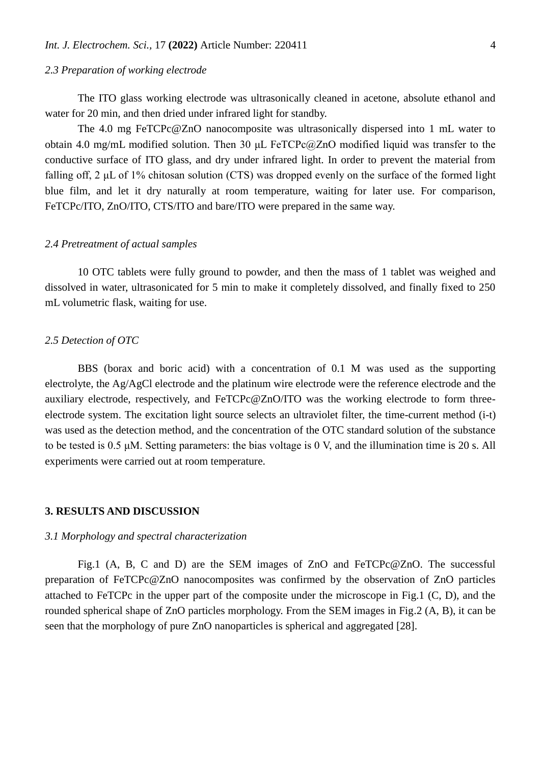### 2.3 Preparation of working electrode

The ITO glass working electrode was ultrasonically cleaned in acetone, absolute ethanol and water for 20 min, and then dried under infrared light for standby.

The 4.0 mg FeTCPc@ZnO nanocomposite was ultrasonically dispersed into 1 mL water to obtain 4.0 mg/mL modified solution. Then 30 μL FeTCPc@ZnO modified liquid was transfer to the conductive surface of ITO glass, and dry under infrared light. In order to prevent the material from falling off, 2 μL of 1% chitosan solution (CTS) was dropped evenly on the surface of the formed light blue film, and let it dry naturally at room temperature, waiting for later use. For comparison, FeTCPc/ITO, ZnO/ITO, CTS/ITO and bare/ITO were prepared in the same way.

### 2.4 Pretreatment of actual samples

10 OTC tablets were fully ground to powder, and then the mass of 1 tablet was weighed and dissolved in water, ultrasonicated for 5 min to make it completely dissolved, and finally fixed to 250 mL volumetric flask, waiting for use.

### 2.5 Detection of OTC

BBS (borax and boric acid) with a concentration of 0.1 M was used as the supporting electrolyte, the Ag/AgCl electrode and the platinum wire electrode were the reference electrode and the auxiliary electrode, respectively, and FeTCPc@ZnO/ITO was the working electrode to form three-electrode system. The excitation light source selects an ultraviolet filter, the time-current method (i-t) was used as the detection method, and the concentration of the OTC standard solution of the substance to be tested is 0.5 μM. Setting parameters: the bias voltage is 0 V, and the illumination time is 20 s. All experiments were carried out at room temperature.

## 3. RESULTS AND DISCUSSION

### 3.1 Morphology and spectral characterization

Fig.1 (A, B, C and D) are the SEM images of ZnO and FeTCPc@ZnO. The successful preparation of FeTCPc@ZnO nanocomposites was confirmed by the observation of ZnO particles attached to FeTCPc in the upper part of the composite under the microscope in Fig.1 (C, D), and the rounded spherical shape of ZnO particles morphology. From the SEM images in Fig.2 (A, B), it can be seen that the morphology of pure ZnO nanoparticles is spherical and aggregated [28].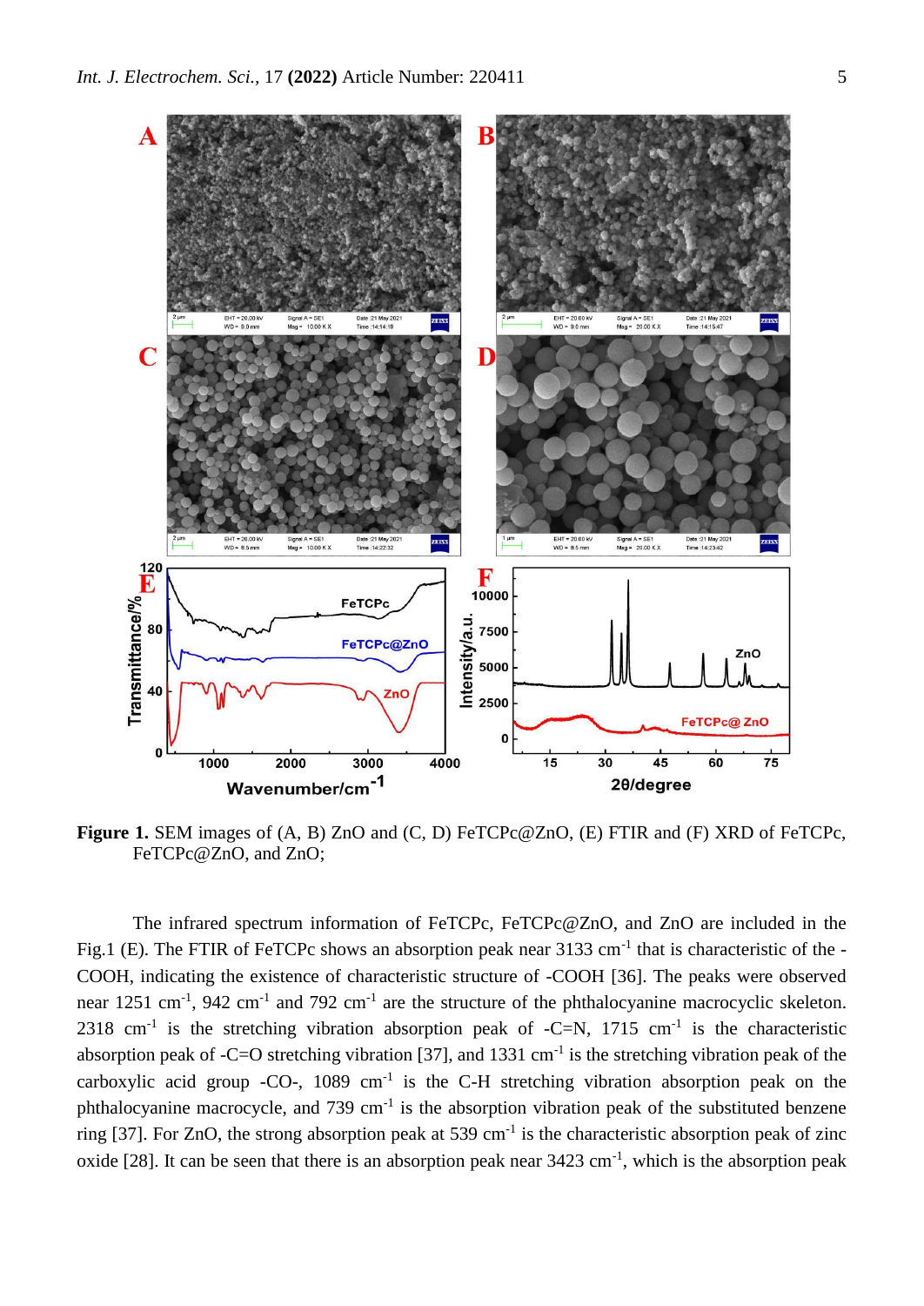**Figure 1.** SEM images of (A, B) ZnO and (C, D) FeTCPc@ZnO, (E) FTIR and (F) XRD of FeTCPc, FeTCPc@ZnO, and ZnO;

The infrared spectrum information of FeTCPc, FeTCPc@ZnO, and ZnO are included in the Fig.1 (E). The FTIR of FeTCPc shows an absorption peak near 3133 $cm^{-1}$ that is characteristic of the -COOH, indicating the existence of characteristic structure of -COOH [36]. The peaks were observed near 1251 $cm^{-1}$, 942 $cm^{-1}$ and 792 $cm^{-1}$ are the structure of the phthalocyanine macrocyclic skeleton. 2318 $cm^{-1}$ is the stretching vibration absorption peak of -C=N, 1715 $cm^{-1}$ is the characteristic absorption peak of -C=O stretching vibration [37], and 1331 $cm^{-1}$ is the stretching vibration peak of the carboxylic acid group -CO-, 1089 $cm^{-1}$ is the C-H stretching vibration absorption peak on the phthalocyanine macrocycle, and 739 $cm^{-1}$ is the absorption vibration peak of the substituted benzene ring [37]. For ZnO, the strong absorption peak at 539 $cm^{-1}$ is the characteristic absorption peak of zinc oxide [28]. It can be seen that there is an absorption peak near 3423 $cm^{-1}$, which is the absorption peak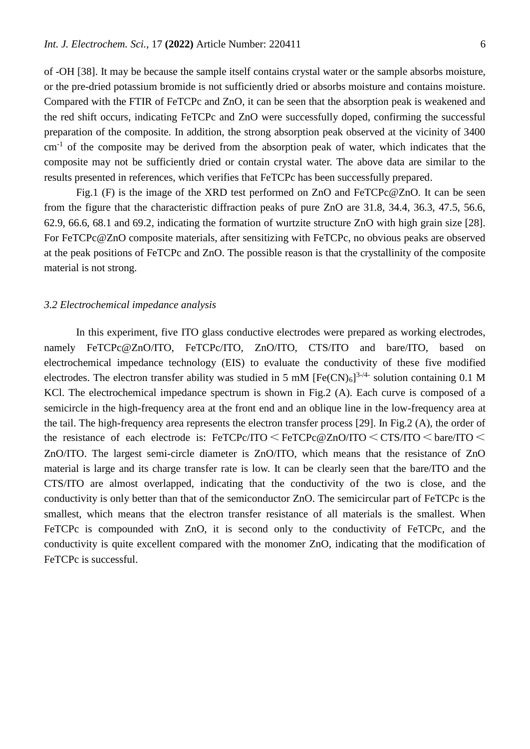of -OH [38]. It may be because the sample itself contains crystal water or the sample absorbs moisture, or the pre-dried potassium bromide is not sufficiently dried or absorbs moisture and contains moisture. Compared with the FTIR of FeTCPc and ZnO, it can be seen that the absorption peak is weakened and the red shift occurs, indicating FeTCPc and ZnO were successfully doped, confirming the successful preparation of the composite. In addition, the strong absorption peak observed at the vicinity of 3400 $cm^{-1}$ of the composite may be derived from the absorption peak of water, which indicates that the composite may not be sufficiently dried or contain crystal water. The above data are similar to the results presented in references, which verifies that FeTCPc has been successfully prepared.

Fig.1 (F) is the image of the XRD test performed on ZnO and FeTCPc@ZnO. It can be seen from the figure that the characteristic diffraction peaks of pure ZnO are 31.8, 34.4, 36.3, 47.5, 56.6, 62.9, 66.6, 68.1 and 69.2, indicating the formation of wurtzite structure ZnO with high grain size [28]. For FeTCPc@ZnO composite materials, after sensitizing with FeTCPc, no obvious peaks are observed at the peak positions of FeTCPc and ZnO. The possible reason is that the crystallinity of the composite material is not strong.

### *3.2 Electrochemical impedance analysis*

In this experiment, five ITO glass conductive electrodes were prepared as working electrodes, namely FeTCPc@ZnO/ITO, FeTCPc/ITO, ZnO/ITO, CTS/ITO and bare/ITO, based on electrochemical impedance technology (EIS) to evaluate the conductivity of these five modified electrodes. The electron transfer ability was studied in 5 mM $[Fe(CN)_6]^{3-/4-}$ solution containing 0.1 M KCl. The electrochemical impedance spectrum is shown in Fig.2 (A). Each curve is composed of a semicircle in the high-frequency area at the front end and an oblique line in the low-frequency area at the tail. The high-frequency area represents the electron transfer process [29]. In Fig.2 (A), the order of the resistance of each electrode is: FeTCPc/ITO < FeTCPc@ZnO/ITO < CTS/ITO < bare/ITO < ZnO/ITO. The largest semi-circle diameter is ZnO/ITO, which means that the resistance of ZnO material is large and its charge transfer rate is low. It can be clearly seen that the bare/ITO and the CTS/ITO are almost overlapped, indicating that the conductivity of the two is close, and the conductivity is only better than that of the semiconductor ZnO. The semicircular part of FeTCPc is the smallest, which means that the electron transfer resistance of all materials is the smallest. When FeTCPc is compounded with ZnO, it is second only to the conductivity of FeTCPc, and the conductivity is quite excellent compared with the monomer ZnO, indicating that the modification of FeTCPc is successful.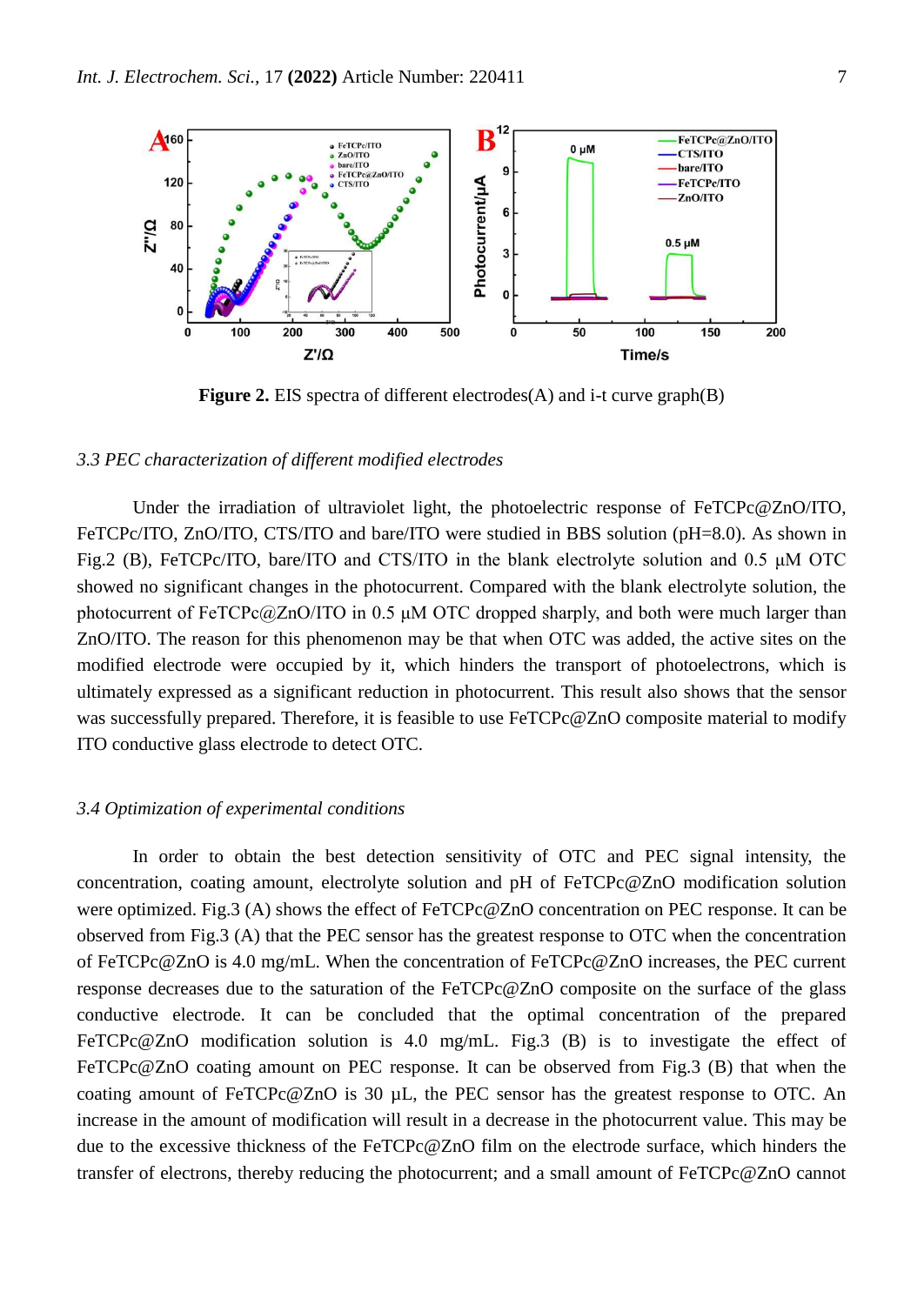**Figure 2.** EIS spectra of different electrodes(A) and i-t curve graph(B)

### *3.3 PEC characterization of different modified electrodes*

Under the irradiation of ultraviolet light, the photoelectric response of FeTCPc@ZnO/ITO, FeTCPc/ITO, ZnO/ITO, CTS/ITO and bare/ITO were studied in BBS solution (pH=8.0). As shown in Fig.2 (B), FeTCPc/ITO, bare/ITO and CTS/ITO in the blank electrolyte solution and 0.5 μM OTC showed no significant changes in the photocurrent. Compared with the blank electrolyte solution, the photocurrent of FeTCPc@ZnO/ITO in 0.5 μM OTC dropped sharply, and both were much larger than ZnO/ITO. The reason for this phenomenon may be that when OTC was added, the active sites on the modified electrode were occupied by it, which hinders the transport of photoelectrons, which is ultimately expressed as a significant reduction in photocurrent. This result also shows that the sensor was successfully prepared. Therefore, it is feasible to use FeTCPc@ZnO composite material to modify ITO conductive glass electrode to detect OTC.

### *3.4 Optimization of experimental conditions*

In order to obtain the best detection sensitivity of OTC and PEC signal intensity, the concentration, coating amount, electrolyte solution and pH of FeTCPc@ZnO modification solution were optimized. Fig.3 (A) shows the effect of FeTCPc@ZnO concentration on PEC response. It can be observed from Fig.3 (A) that the PEC sensor has the greatest response to OTC when the concentration of FeTCPc@ZnO is 4.0 mg/mL. When the concentration of FeTCPc@ZnO increases, the PEC current response decreases due to the saturation of the FeTCPc@ZnO composite on the surface of the glass conductive electrode. It can be concluded that the optimal concentration of the prepared FeTCPc@ZnO modification solution is 4.0 mg/mL. Fig.3 (B) is to investigate the effect of FeTCPc@ZnO coating amount on PEC response. It can be observed from Fig.3 (B) that when the coating amount of FeTCPc@ZnO is 30 μL, the PEC sensor has the greatest response to OTC. An increase in the amount of modification will result in a decrease in the photocurrent value. This may be due to the excessive thickness of the FeTCPc@ZnO film on the electrode surface, which hinders the transfer of electrons, thereby reducing the photocurrent; and a small amount of FeTCPc@ZnO cannot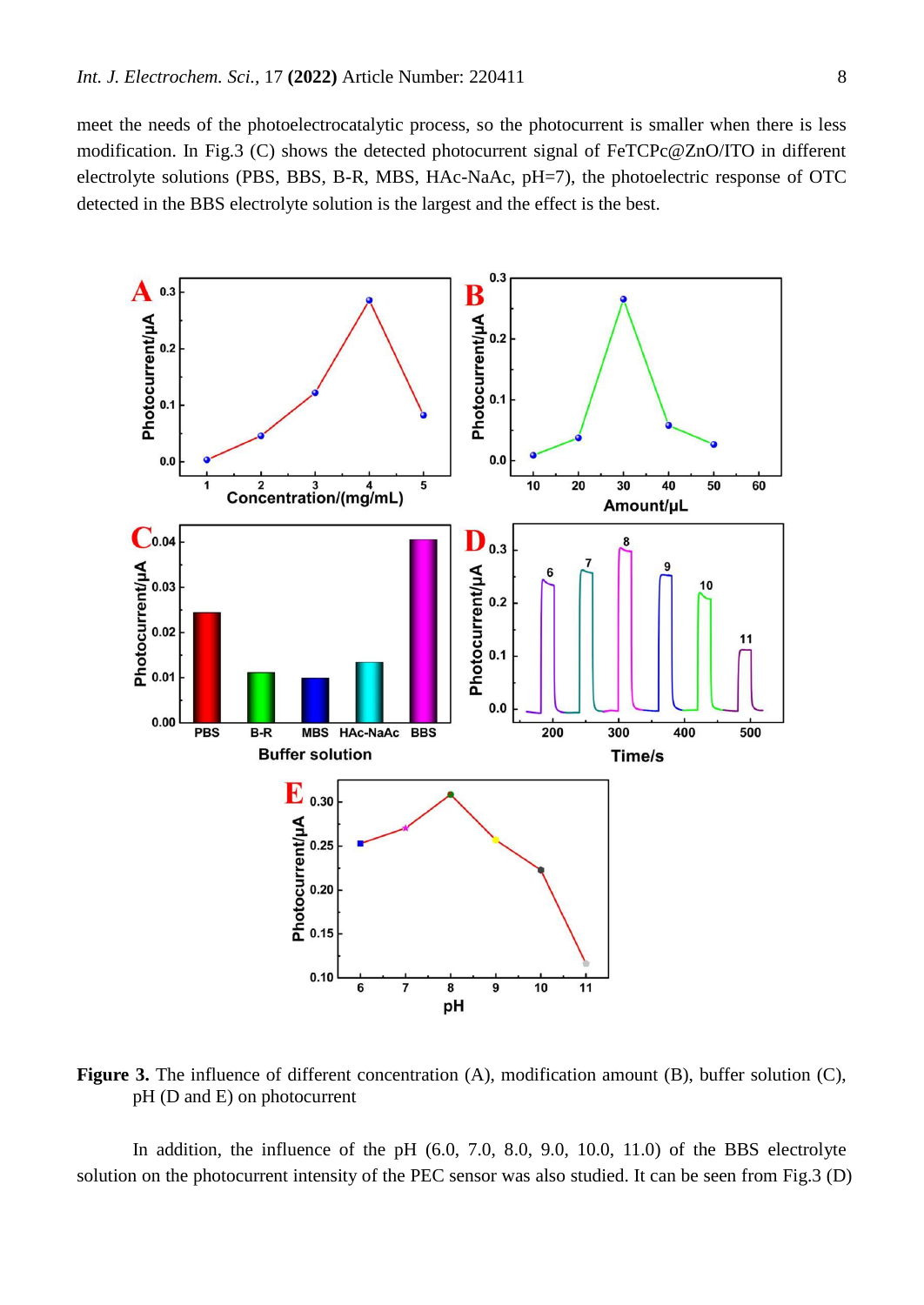meet the needs of the photoelectrocatalytic process, so the photocurrent is smaller when there is less modification. In Fig.3 (C) shows the detected photocurrent signal of FeTCPc@ZnO/ITO in different electrolyte solutions (PBS, BBS, B-R, MBS, HAc-NaAc, pH=7), the photoelectric response of OTC detected in the BBS electrolyte solution is the largest and the effect is the best.

**Figure 3.** The influence of different concentration (A), modification amount (B), buffer solution (C), pH (D and E) on photocurrent

In addition, the influence of the pH (6.0, 7.0, 8.0, 9.0, 10.0, 11.0) of the BBS electrolyte solution on the photocurrent intensity of the PEC sensor was also studied. It can be seen from Fig.3 (D)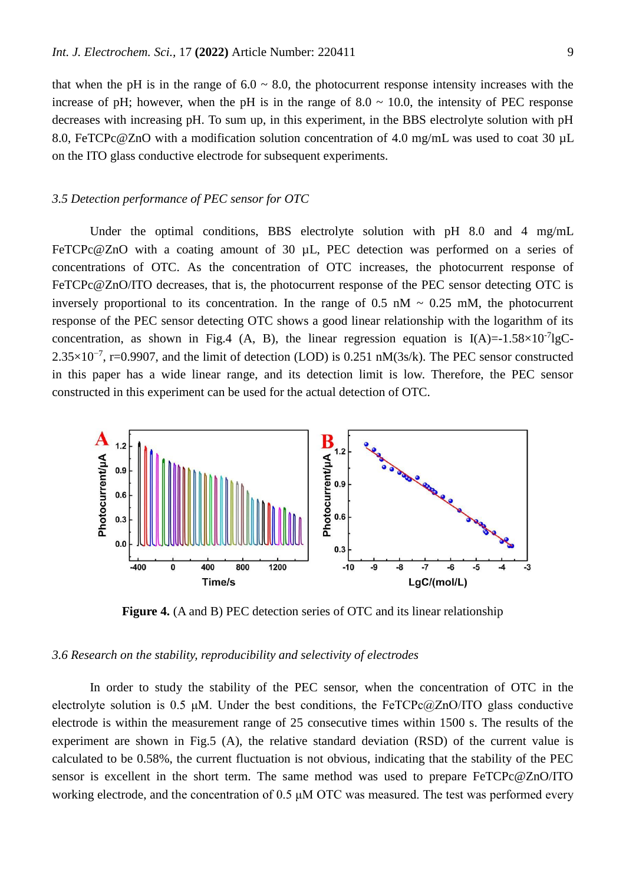that when the pH is in the range of 6.0 ~ 8.0, the photocurrent response intensity increases with the increase of pH; however, when the pH is in the range of 8.0 ~ 10.0, the intensity of PEC response decreases with increasing pH. To sum up, in this experiment, in the BBS electrolyte solution with pH 8.0, FeTCPc@ZnO with a modification solution concentration of 4.0 mg/mL was used to coat 30 μL on the ITO glass conductive electrode for subsequent experiments.

### *3.5 Detection performance of PEC sensor for OTC*

Under the optimal conditions, BBS electrolyte solution with pH 8.0 and 4 mg/mL FeTCPc@ZnO with a coating amount of 30 μL, PEC detection was performed on a series of concentrations of OTC. As the concentration of OTC increases, the photocurrent response of FeTCPc@ZnO/ITO decreases, that is, the photocurrent response of the PEC sensor detecting OTC is inversely proportional to its concentration. In the range of 0.5 nM ~ 0.25 mM, the photocurrent response of the PEC sensor detecting OTC shows a good linear relationship with the logarithm of its concentration, as shown in Fig.4 (A, B), the linear regression equation is $I(A)=-1.58\times10^{-7}lgC-2.35\times10^{-7}$, r=0.9907, and the limit of detection (LOD) is 0.251 nM(3s/k). The PEC sensor constructed in this paper has a wide linear range, and its detection limit is low. Therefore, the PEC sensor constructed in this experiment can be used for the actual detection of OTC.

**Figure 4.** (A and B) PEC detection series of OTC and its linear relationship

### *3.6 Research on the stability, reproducibility and selectivity of electrodes*

In order to study the stability of the PEC sensor, when the concentration of OTC in the electrolyte solution is 0.5 μM. Under the best conditions, the FeTCPc@ZnO/ITO glass conductive electrode is within the measurement range of 25 consecutive times within 1500 s. The results of the experiment are shown in Fig.5 (A), the relative standard deviation (RSD) of the current value is calculated to be 0.58%, the current fluctuation is not obvious, indicating that the stability of the PEC sensor is excellent in the short term. The same method was used to prepare FeTCPc@ZnO/ITO working electrode, and the concentration of 0.5 μM OTC was measured. The test was performed every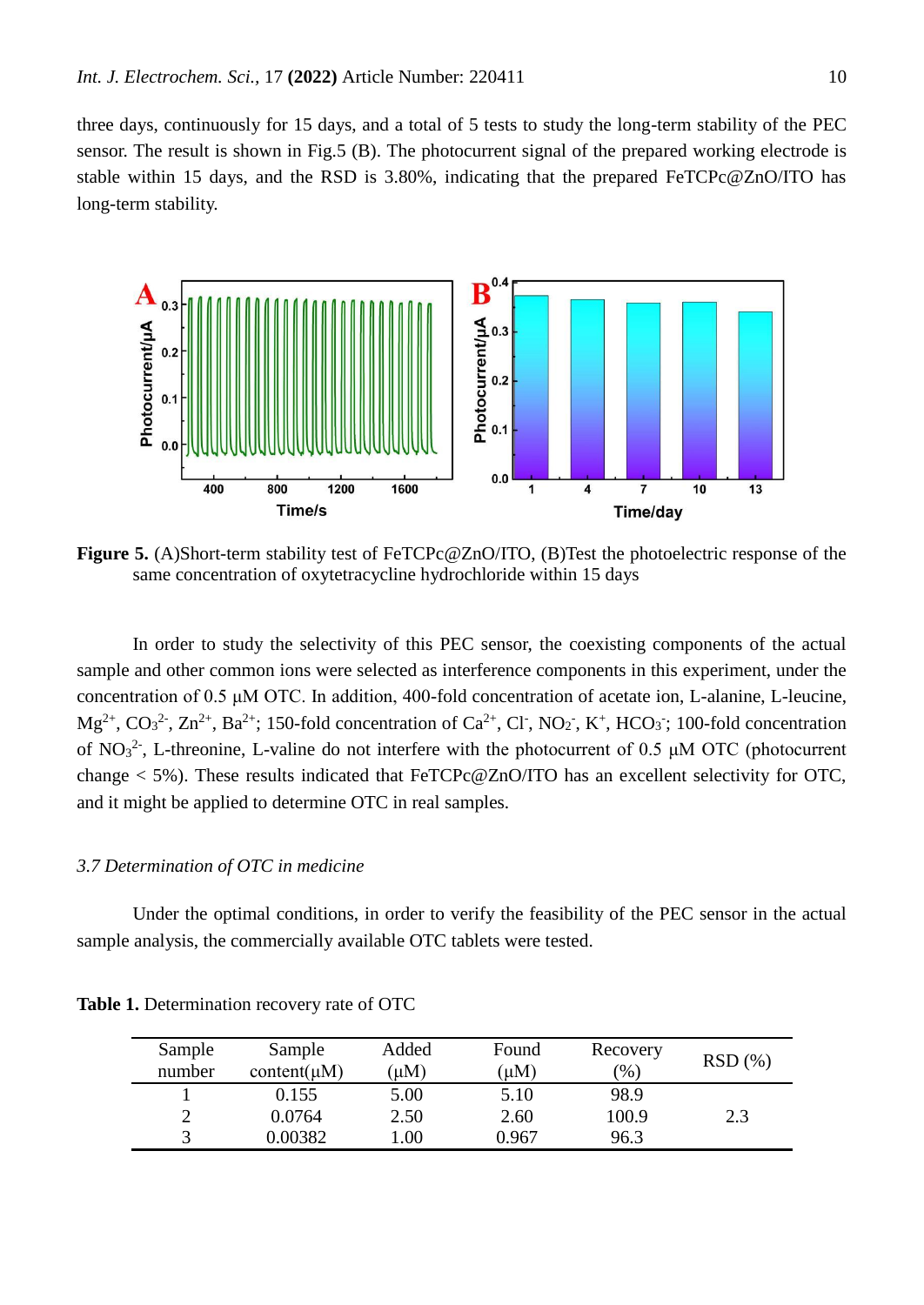three days, continuously for 15 days, and a total of 5 tests to study the long-term stability of the PEC sensor. The result is shown in Fig.5 (B). The photocurrent signal of the prepared working electrode is stable within 15 days, and the RSD is 3.80%, indicating that the prepared FeTCPc@ZnO/ITO has long-term stability.

**Figure 5.** (A)Short-term stability test of FeTCPc@ZnO/ITO, (B)Test the photoelectric response of the same concentration of oxytetracycline hydrochloride within 15 days

In order to study the selectivity of this PEC sensor, the coexisting components of the actual sample and other common ions were selected as interference components in this experiment, under the concentration of 0.5 μM OTC. In addition, 400-fold concentration of acetate ion, L-alanine, L-leucine, $Mg^{2+}$, $CO_3^{2-}$, $Zn^{2+}$, $Ba^{2+}$; 150-fold concentration of $Ca^{2+}$, $Cl^-$, $NO_2^-$, $K^+$, $HCO_3^-$; 100-fold concentration of $NO_3^{2-}$, L-threonine, L-valine do not interfere with the photocurrent of 0.5 μM OTC (photocurrent change < 5%). These results indicated that FeTCPc@ZnO/ITO has an excellent selectivity for OTC, and it might be applied to determine OTC in real samples.

### *3.7 Determination of OTC in medicine*

Under the optimal conditions, in order to verify the feasibility of the PEC sensor in the actual sample analysis, the commercially available OTC tablets were tested.

**Table 1.** Determination recovery rate of OTC

| Sample number | Sample content(μM) | Added (μM) | Found (μM) | Recovery (%) | RSD (%) |
|---|---|---|---|---|---|
| 1 | 0.155 | 5.00 | 5.10 | 98.9 | |
| 2 | 0.0764 | 2.50 | 2.60 | 100.9 | 2.3 |
| 3 | 0.00382 | 1.00 | 0.967 | 96.3 | |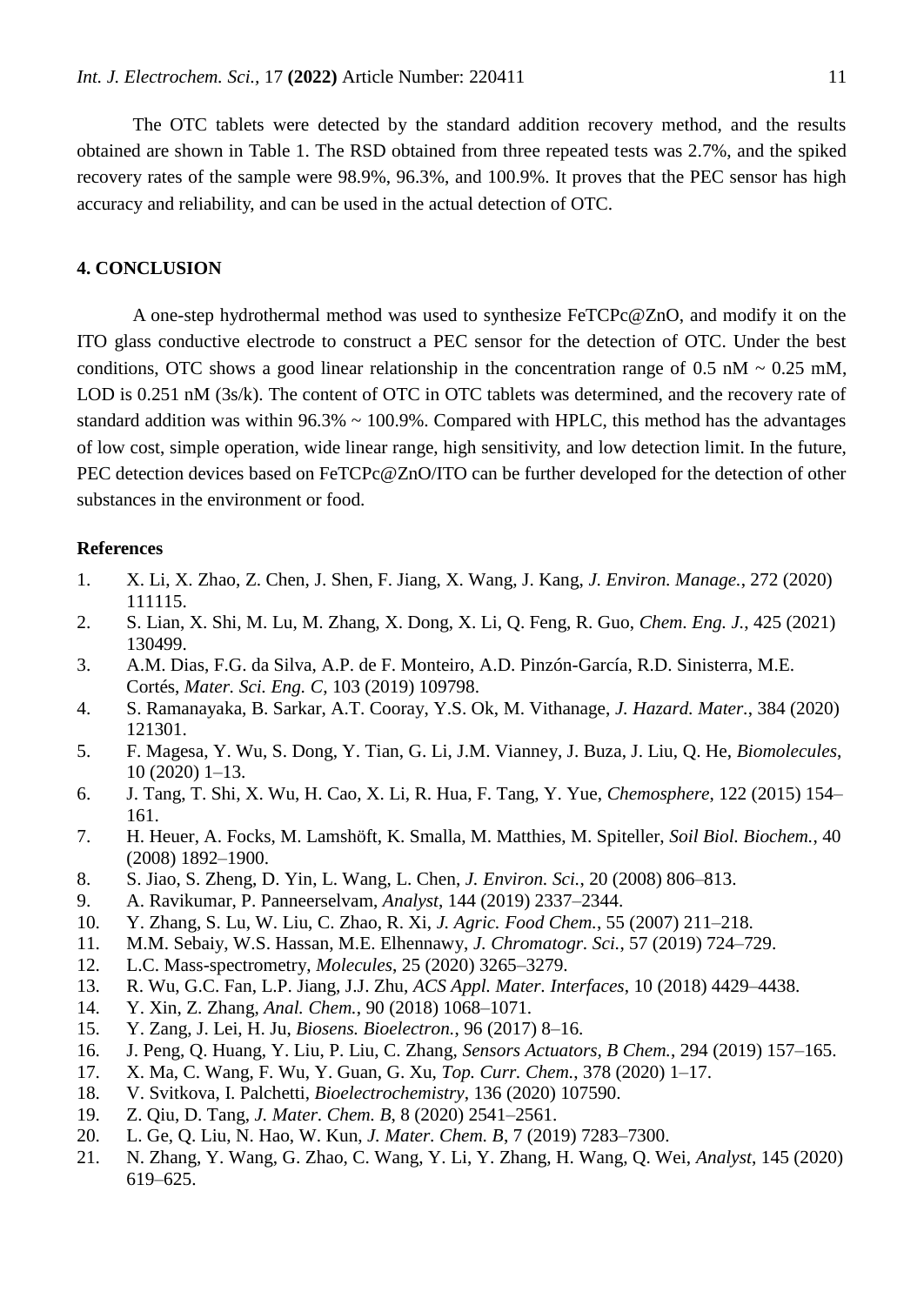The OTC tablets were detected by the standard addition recovery method, and the results obtained are shown in Table 1. The RSD obtained from three repeated tests was 2.7%, and the spiked recovery rates of the sample were 98.9%, 96.3%, and 100.9%. It proves that the PEC sensor has high accuracy and reliability, and can be used in the actual detection of OTC.

## 4. CONCLUSION

A one-step hydrothermal method was used to synthesize FeTCPc@ZnO, and modify it on the ITO glass conductive electrode to construct a PEC sensor for the detection of OTC. Under the best conditions, OTC shows a good linear relationship in the concentration range of 0.5 nM ~ 0.25 mM, LOD is 0.251 nM (3s/k). The content of OTC in OTC tablets was determined, and the recovery rate of standard addition was within 96.3% ~ 100.9%. Compared with HPLC, this method has the advantages of low cost, simple operation, wide linear range, high sensitivity, and low detection limit. In the future, PEC detection devices based on FeTCPc@ZnO/ITO can be further developed for the detection of other substances in the environment or food.

### References

1. X. Li, X. Zhao, Z. Chen, J. Shen, F. Jiang, X. Wang, J. Kang, *J. Environ. Manage.*, 272 (2020) 111115.
2. S. Lian, X. Shi, M. Lu, M. Zhang, X. Dong, X. Li, Q. Feng, R. Guo, *Chem. Eng. J.*, 425 (2021) 130499.
3. A.M. Dias, F.G. da Silva, A.P. de F. Monteiro, A.D. Pinzón-García, R.D. Sinisterra, M.E. Cortés, *Mater. Sci. Eng. C*, 103 (2019) 109798.
4. S. Ramanayaka, B. Sarkar, A.T. Cooray, Y.S. Ok, M. Vithanage, *J. Hazard. Mater.*, 384 (2020) 121301.
5. F. Magesa, Y. Wu, S. Dong, Y. Tian, G. Li, J.M. Vianney, J. Buza, J. Liu, Q. He, *Biomolecules*, 10 (2020) 1–13.
6. J. Tang, T. Shi, X. Wu, H. Cao, X. Li, R. Hua, F. Tang, Y. Yue, *Chemosphere*, 122 (2015) 154–161.
7. H. Heuer, A. Focks, M. Lamshöft, K. Smalla, M. Matthies, M. Spiteller, *Soil Biol. Biochem.*, 40 (2008) 1892–1900.
8. S. Jiao, S. Zheng, D. Yin, L. Wang, L. Chen, *J. Environ. Sci.*, 20 (2008) 806–813.
9. A. Ravikumar, P. Panneerselvam, *Analyst*, 144 (2019) 2337–2344.
10. Y. Zhang, S. Lu, W. Liu, C. Zhao, R. Xi, *J. Agric. Food Chem.*, 55 (2007) 211–218.
11. M.M. Sebaiy, W.S. Hassan, M.E. Elhennawy, *J. Chromatogr. Sci.*, 57 (2019) 724–729.
12. L.C. Mass-spectrometry, *Molecules*, 25 (2020) 3265–3279.
13. R. Wu, G.C. Fan, L.P. Jiang, J.J. Zhu, *ACS Appl. Mater. Interfaces*, 10 (2018) 4429–4438.
14. Y. Xin, Z. Zhang, *Anal. Chem.*, 90 (2018) 1068–1071.
15. Y. Zang, J. Lei, H. Ju, *Biosens. Bioelectron.*, 96 (2017) 8–16.
16. J. Peng, Q. Huang, Y. Liu, P. Liu, C. Zhang, *Sensors Actuators, B Chem.*, 294 (2019) 157–165.
17. X. Ma, C. Wang, F. Wu, Y. Guan, G. Xu, *Top. Curr. Chem.*, 378 (2020) 1–17.
18. V. Svitkova, I. Palchetti, *Bioelectrochemistry*, 136 (2020) 107590.
19. Z. Qiu, D. Tang, *J. Mater. Chem. B*, 8 (2020) 2541–2561.
20. L. Ge, Q. Liu, N. Hao, W. Kun, *J. Mater. Chem. B*, 7 (2019) 7283–7300.
21. N. Zhang, Y. Wang, G. Zhao, C. Wang, Y. Li, Y. Zhang, H. Wang, Q. Wei, *Analyst*, 145 (2020) 619–625.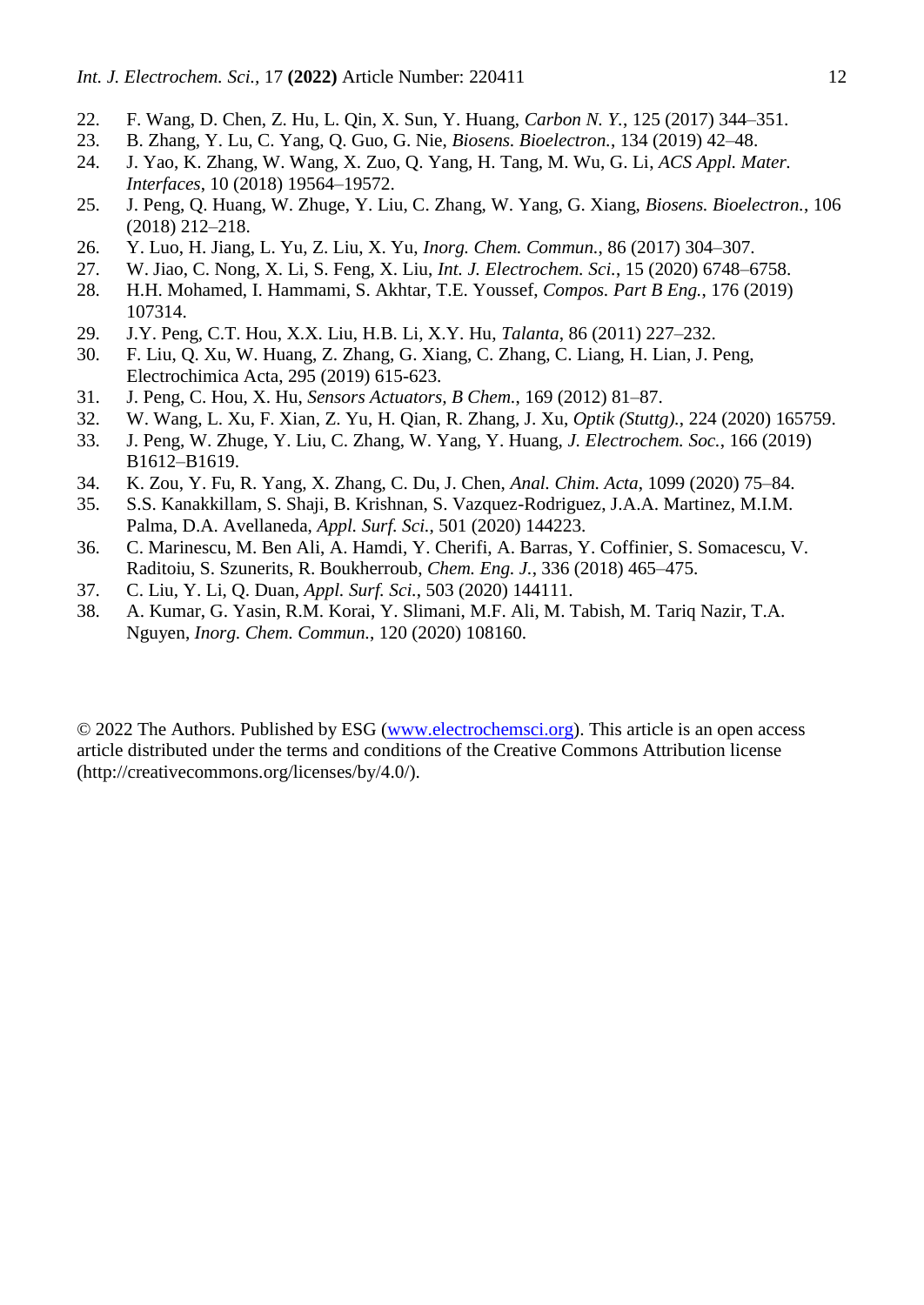22. F. Wang, D. Chen, Z. Hu, L. Qin, X. Sun, Y. Huang, *Carbon N. Y.*, 125 (2017) 344–351.
23. B. Zhang, Y. Lu, C. Yang, Q. Guo, G. Nie, *Biosens. Bioelectron.*, 134 (2019) 42–48.
24. J. Yao, K. Zhang, W. Wang, X. Zuo, Q. Yang, H. Tang, M. Wu, G. Li, *ACS Appl. Mater. Interfaces*, 10 (2018) 19564–19572.
25. J. Peng, Q. Huang, W. Zhuge, Y. Liu, C. Zhang, W. Yang, G. Xiang, *Biosens. Bioelectron.*, 106 (2018) 212–218.
26. Y. Luo, H. Jiang, L. Yu, Z. Liu, X. Yu, *Inorg. Chem. Commun.*, 86 (2017) 304–307.
27. W. Jiao, C. Nong, X. Li, S. Feng, X. Liu, *Int. J. Electrochem. Sci.*, 15 (2020) 6748–6758.
28. H.H. Mohamed, I. Hammami, S. Akhtar, T.E. Youssef, *Compos. Part B Eng.*, 176 (2019) 107314.
29. J.Y. Peng, C.T. Hou, X.X. Liu, H.B. Li, X.Y. Hu, *Talanta*, 86 (2011) 227–232.
30. F. Liu, Q. Xu, W. Huang, Z. Zhang, G. Xiang, C. Zhang, C. Liang, H. Lian, J. Peng, Electrochimica Acta, 295 (2019) 615-623.
31. J. Peng, C. Hou, X. Hu, *Sensors Actuators, B Chem.*, 169 (2012) 81–87.
32. W. Wang, L. Xu, F. Xian, Z. Yu, H. Qian, R. Zhang, J. Xu, *Optik (Stuttg).*, 224 (2020) 165759.
33. J. Peng, W. Zhuge, Y. Liu, C. Zhang, W. Yang, Y. Huang, *J. Electrochem. Soc.*, 166 (2019) B1612–B1619.
34. K. Zou, Y. Fu, R. Yang, X. Zhang, C. Du, J. Chen, *Anal. Chim. Acta*, 1099 (2020) 75–84.
35. S.S. Kanakkillam, S. Shaji, B. Krishnan, S. Vazquez-Rodriguez, J.A.A. Martinez, M.I.M. Palma, D.A. Avellaneda, *Appl. Surf. Sci.*, 501 (2020) 144223.
36. C. Marinescu, M. Ben Ali, A. Hamdi, Y. Cherifi, A. Barras, Y. Coffinier, S. Somacescu, V. Raditoiu, S. Szunerits, R. Boukherroub, *Chem. Eng. J.*, 336 (2018) 465–475.
37. C. Liu, Y. Li, Q. Duan, *Appl. Surf. Sci.*, 503 (2020) 144111.
38. A. Kumar, G. Yasin, R.M. Korai, Y. Slimani, M.F. Ali, M. Tabish, M. Tariq Nazir, T.A. Nguyen, *Inorg. Chem. Commun.*, 120 (2020) 108160.

© 2022 The Authors. Published by ESG (www.electrochemsci.org). This article is an open access article distributed under the terms and conditions of the Creative Commons Attribution license (http://creativecommons.org/licenses/by/4.0/).